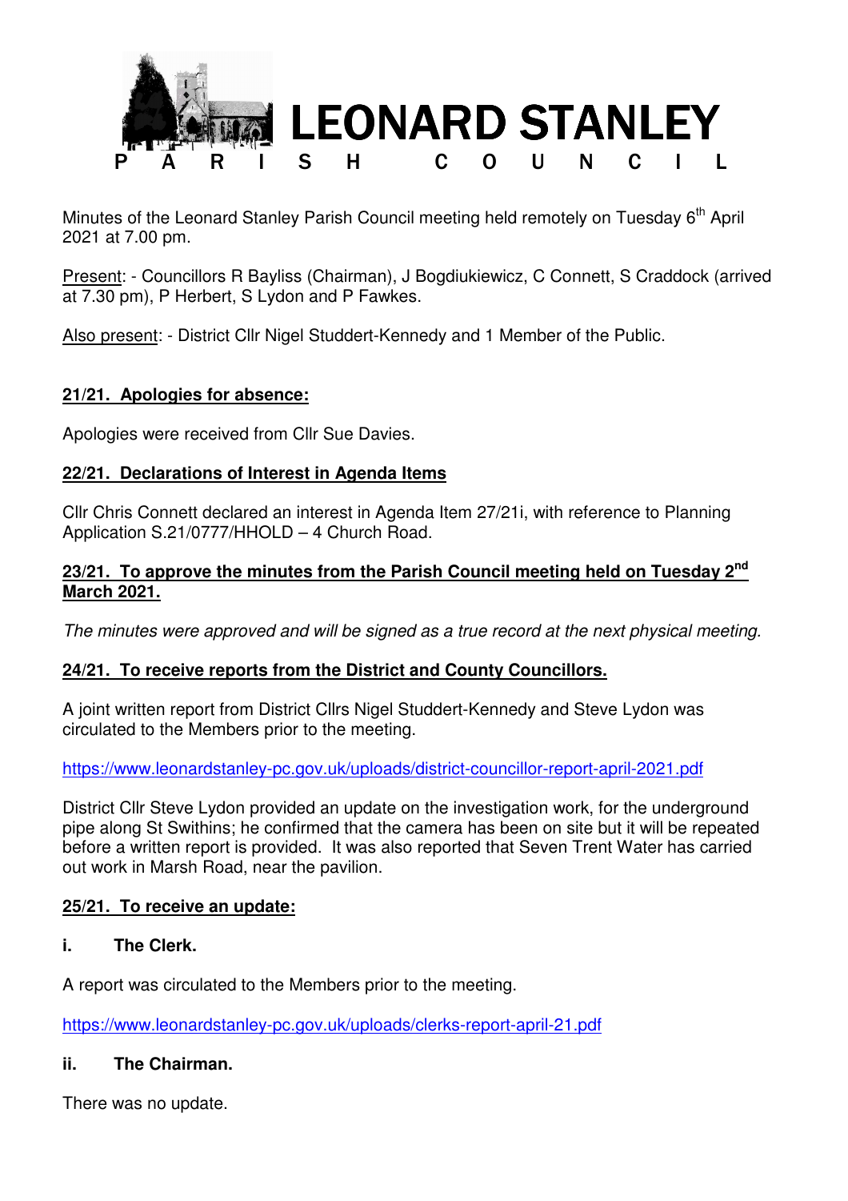# LEONARD STANLEY

## PARISH COUNCIL

Minutes of the Leonard Stanley Parish Council meeting held remotely on Tuesday 6th April 2021 at 7.00 pm.

Present: - Councillors R Bayliss (Chairman), J Bogdiukiewicz, C Connett, S Craddock (arrived at 7.30 pm), P Herbert, S Lydon and P Fawkes.

Also present: - District Cllr Nigel Studdert-Kennedy and 1 Member of the Public.

**21/21. Apologies for absence:**

Apologies were received from Cllr Sue Davies.

**22/21. Declarations of Interest in Agenda Items**

Cllr Chris Connett declared an interest in Agenda Item 27/21i, with reference to Planning Application S.21/0777/HHOLD – 4 Church Road.

**23/21. To approve the minutes from the Parish Council meeting held on Tuesday 2nd March 2021.**

*The minutes were approved and will be signed as a true record at the next physical meeting.*

**24/21. To receive reports from the District and County Councillors.**

A joint written report from District Cllrs Nigel Studdert-Kennedy and Steve Lydon was circulated to the Members prior to the meeting.

https://www.leonardstanley-pc.gov.uk/uploads/district-councillor-report-april-2021.pdf

District Cllr Steve Lydon provided an update on the investigation work, for the underground pipe along St Swithins; he confirmed that the camera has been on site but it will be repeated before a written report is provided. It was also reported that Seven Trent Water has carried out work in Marsh Road, near the pavilion.

**25/21. To receive an update:**

**i. The Clerk.**

A report was circulated to the Members prior to the meeting.

https://www.leonardstanley-pc.gov.uk/uploads/clerks-report-april-21.pdf

**ii. The Chairman.**

There was no update.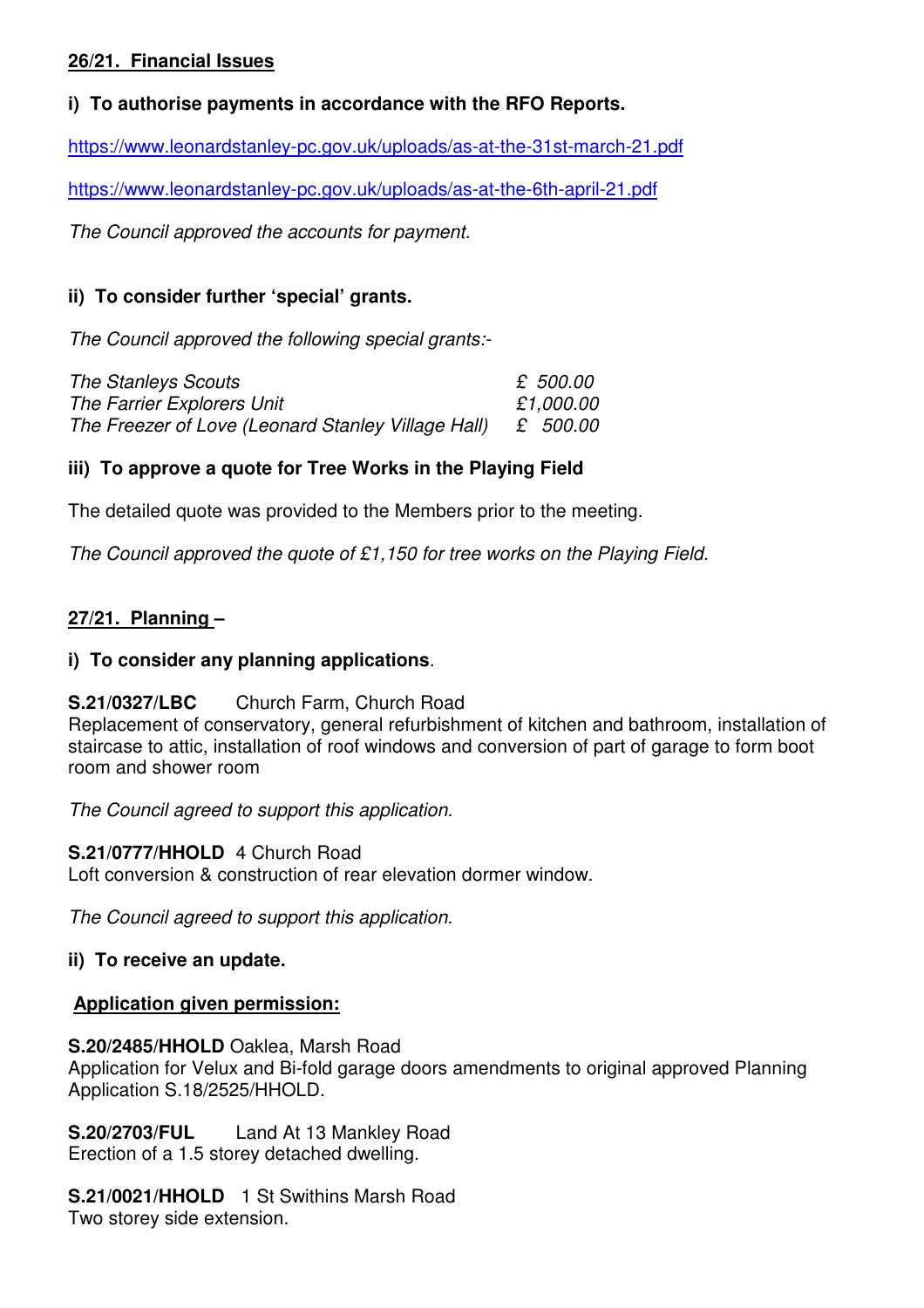**26/21. Financial Issues**

**i) To authorise payments in accordance with the RFO Reports.**

https://www.leonardstanley-pc.gov.uk/uploads/as-at-the-31st-march-21.pdf

https://www.leonardstanley-pc.gov.uk/uploads/as-at-the-6th-april-21.pdf

*The Council approved the accounts for payment.*

**ii) To consider further 'special' grants.**

*The Council approved the following special grants:-*

| | |
|---|---|
| *The Stanleys Scouts* | *£ 500.00* |
| *The Farrier Explorers Unit* | *£1,000.00* |
| *The Freezer of Love (Leonard Stanley Village Hall)* | *£ 500.00* |

**iii) To approve a quote for Tree Works in the Playing Field**

The detailed quote was provided to the Members prior to the meeting.

*The Council approved the quote of £1,150 for tree works on the Playing Field.*

**27/21. Planning –**

**i) To consider any planning applications**.

**S.21/0327/LBC** Church Farm, Church Road
Replacement of conservatory, general refurbishment of kitchen and bathroom, installation of staircase to attic, installation of roof windows and conversion of part of garage to form boot room and shower room

*The Council agreed to support this application.*

**S.21/0777/HHOLD** 4 Church Road
Loft conversion & construction of rear elevation dormer window.

*The Council agreed to support this application.*

**ii) To receive an update.**

**Application given permission:**

**S.20/2485/HHOLD** Oaklea, Marsh Road
Application for Velux and Bi-fold garage doors amendments to original approved Planning Application S.18/2525/HHOLD.

**S.20/2703/FUL** Land At 13 Mankley Road
Erection of a 1.5 storey detached dwelling.

**S.21/0021/HHOLD** 1 St Swithins Marsh Road
Two storey side extension.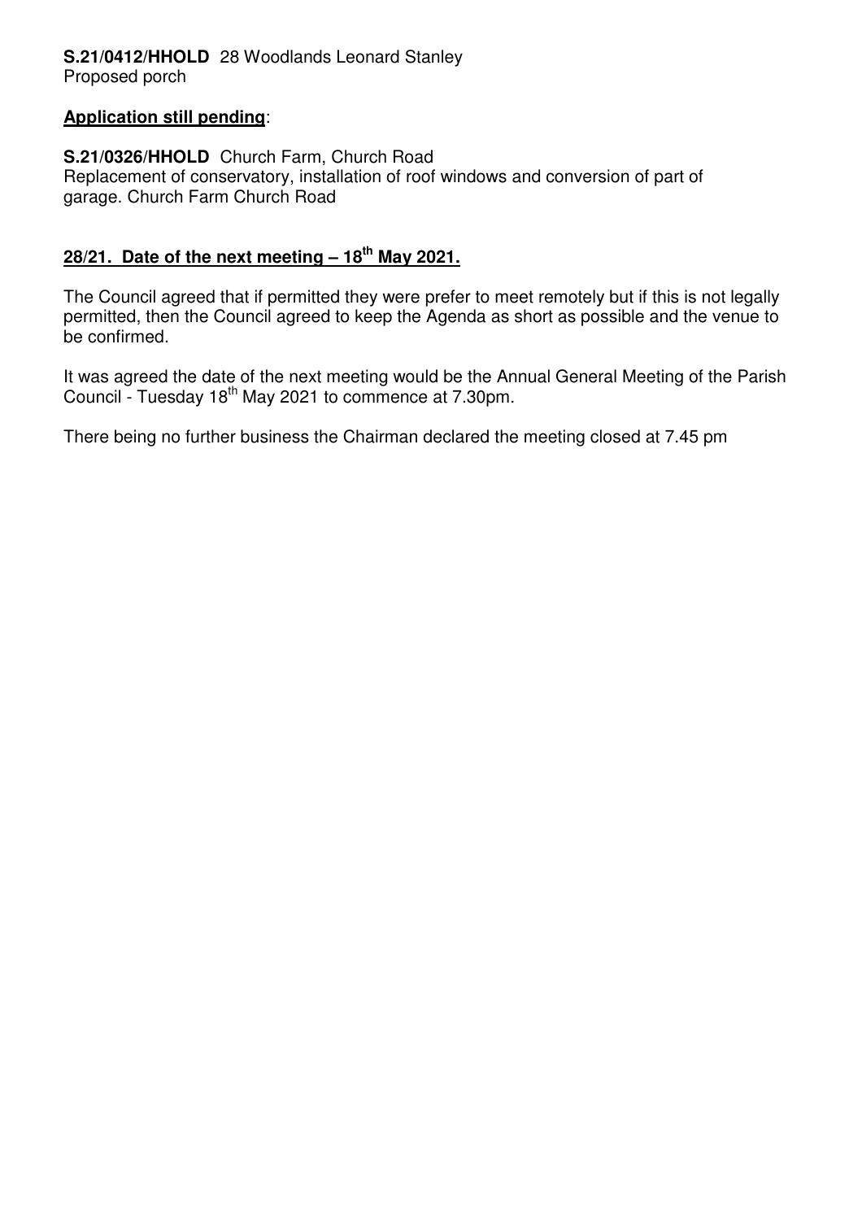**S.21/0412/HHOLD** 28 Woodlands Leonard Stanley
Proposed porch

**Application still pending**:

**S.21/0326/HHOLD** Church Farm, Church Road
Replacement of conservatory, installation of roof windows and conversion of part of garage. Church Farm Church Road

## 28/21. Date of the next meeting – 18th May 2021.

The Council agreed that if permitted they were prefer to meet remotely but if this is not legally permitted, then the Council agreed to keep the Agenda as short as possible and the venue to be confirmed.

It was agreed the date of the next meeting would be the Annual General Meeting of the Parish Council - Tuesday 18th May 2021 to commence at 7.30pm.

There being no further business the Chairman declared the meeting closed at 7.45 pm